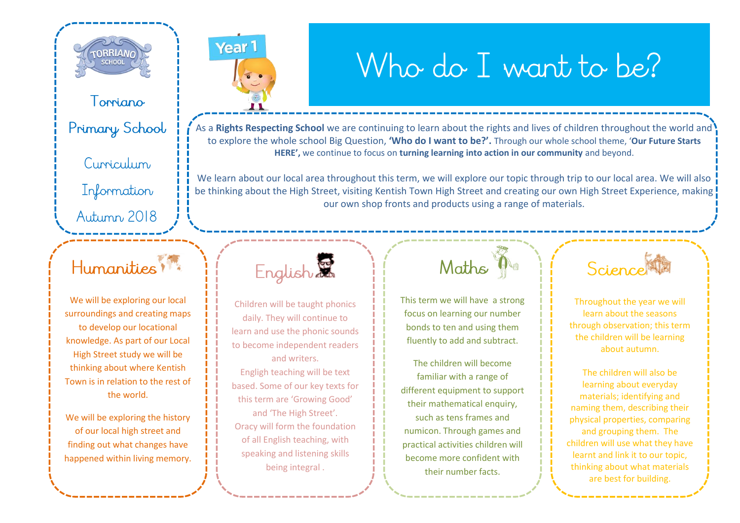Torriano Primary School

Curriculum Information

Autumn 2018

Year 1

# Who do I want to be?

As a **Rights Respecting School** we are continuing to learn about the rights and lives of children throughout the world and to explore the whole school Big Question, **'Who do I want to be?'.** Through our whole school theme, '**Our Future Starts HERE',** we continue to focus on **turning learning into action in our community** and beyond.

We learn about our local area throughout this term, we will explore our topic through trip to our local area. We will also be thinking about the High Street, visiting Kentish Town High Street and creating our own High Street Experience, making our own shop fronts and products using a range of materials.

## Humanities

We will be exploring our local surroundings and creating maps to develop our locational knowledge. As part of our Local High Street study we will be thinking about where Kentish Town is in relation to the rest of the world.

We will be exploring the history of our local high street and finding out what changes have happened within living memory.

## English

Children will be taught phonics daily. They will continue to learn and use the phonic sounds to become independent readers and writers.

English teaching will be text based. Some of our key texts for this term are 'Growing Good' and 'The High Street'.

Oracy will form the foundation of all English teaching, with speaking and listening skills being integral .

## Maths

This term we will have a strong focus on learning our number bonds to ten and using them fluently to add and subtract.

The children will become familiar with a range of different equipment to support their mathematical enquiry, such as tens frames and numicon. Through games and practical activities children will become more confident with their number facts.

## Science

Throughout the year we will learn about the seasons through observation; this term the children will be learning about autumn.

The children will also be learning about everyday materials; identifying and naming them, describing their physical properties, comparing and grouping them. The children will use what they have learnt and link it to our topic, thinking about what materials are best for building.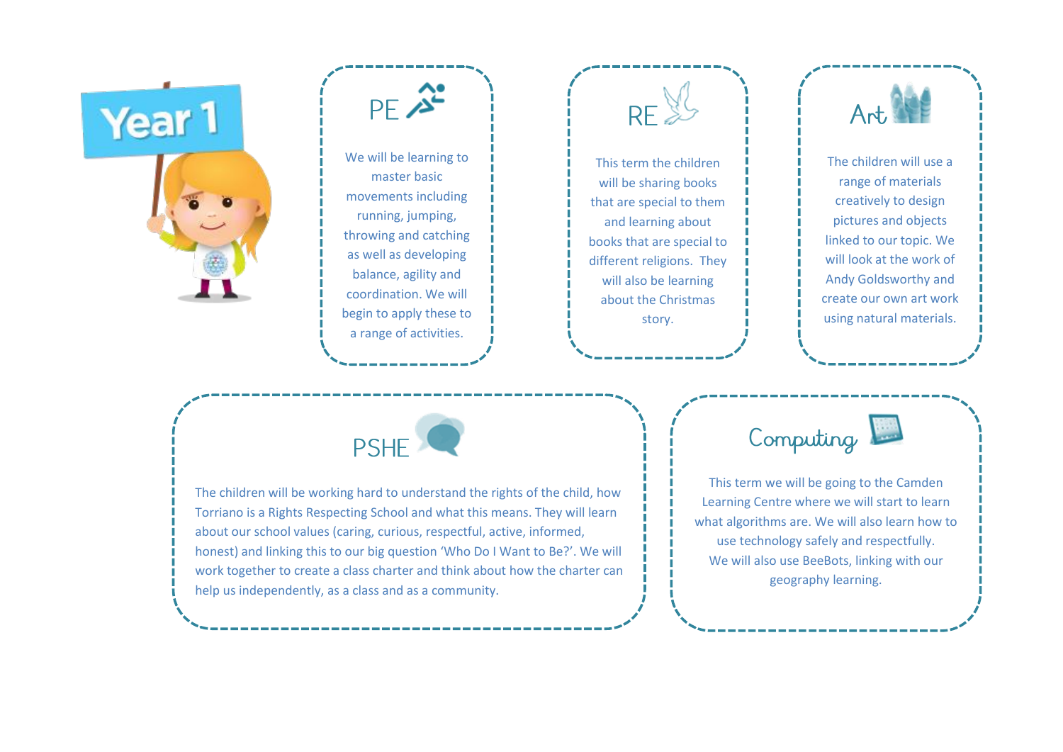# Year 1

## PE

We will be learning to master basic movements including running, jumping, throwing and catching as well as developing balance, agility and coordination. We will begin to apply these to a range of activities.

## RE

This term the children will be sharing books that are special to them and learning about books that are special to different religions. They will also be learning about the Christmas story.

## Art

The children will use a range of materials creatively to design pictures and objects linked to our topic. We will look at the work of Andy Goldsworthy and create our own art work using natural materials.

## PSHE

The children will be working hard to understand the rights of the child, how Torriano is a Rights Respecting School and what this means. They will learn about our school values (caring, curious, respectful, active, informed, honest) and linking this to our big question 'Who Do I Want to Be?'. We will work together to create a class charter and think about how the charter can help us independently, as a class and as a community.

## Computing

This term we will be going to the Camden Learning Centre where we will start to learn what algorithms are. We will also learn how to use technology safely and respectfully. We will also use BeeBots, linking with our geography learning.